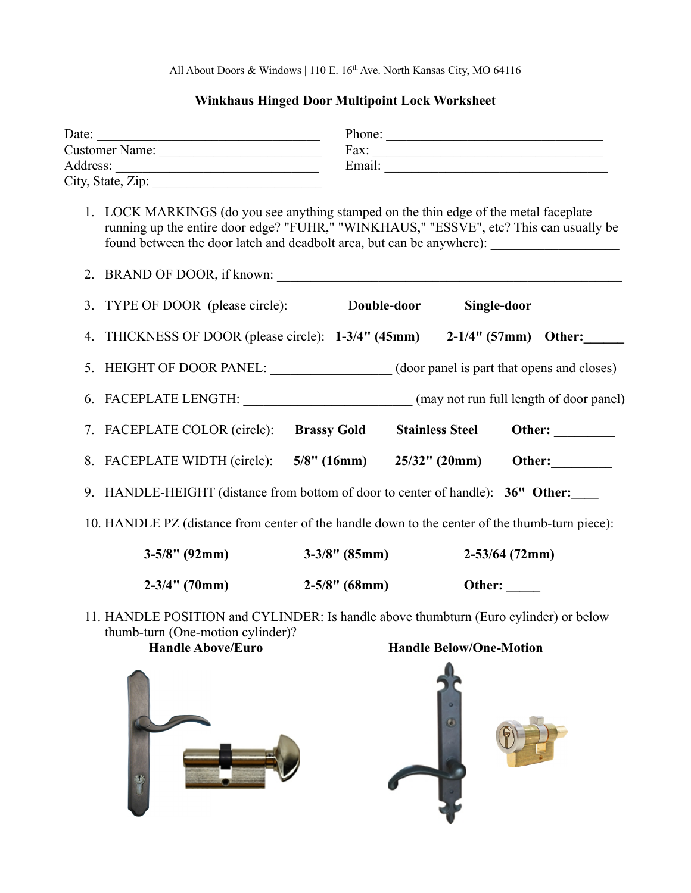All About Doors & Windows | 110 E. 16th Ave. North Kansas City, MO 64116

**Winkhaus Hinged Door Multipoint Lock Worksheet**

Date: ________________________________
Customer Name: ______________________
Address: ____________________________
City, State, Zip: _____________________

Phone: ______________________________
Fax: ________________________________
Email: ______________________________

1. LOCK MARKINGS (do you see anything stamped on the thin edge of the metal faceplate running up the entire door edge? "FUHR," "WINKHAUS," "ESSVE", etc? This can usually be found between the door latch and deadbolt area, but can be anywhere): ___________________

2. BRAND OF DOOR, if known: ______________________________________________

3. TYPE OF DOOR (please circle): **Double-door** **Single-door**

4. THICKNESS OF DOOR (please circle): **1-3/4" (45mm)** **2-1/4" (57mm)** **Other:______**

5. HEIGHT OF DOOR PANEL: _________________ (door panel is part that opens and closes)

6. FACEPLATE LENGTH: ________________________ (may not run full length of door panel)

7. FACEPLATE COLOR (circle): **Brassy Gold** **Stainless Steel** **Other: _________**

8. FACEPLATE WIDTH (circle): **5/8" (16mm)** **25/32" (20mm)** **Other:_________**

9. HANDLE-HEIGHT (distance from bottom of door to center of handle): **36"** **Other:____**

10. HANDLE PZ (distance from center of the handle down to the center of the thumb-turn piece):

    **3-5/8" (92mm)** **3-3/8" (85mm)** **2-53/64 (72mm)**

    **2-3/4" (70mm)** **2-5/8" (68mm)** **Other: _____**

11. HANDLE POSITION and CYLINDER: Is handle above thumbturn (Euro cylinder) or below thumb-turn (One-motion cylinder)?

    **Handle Above/Euro** **Handle Below/One-Motion**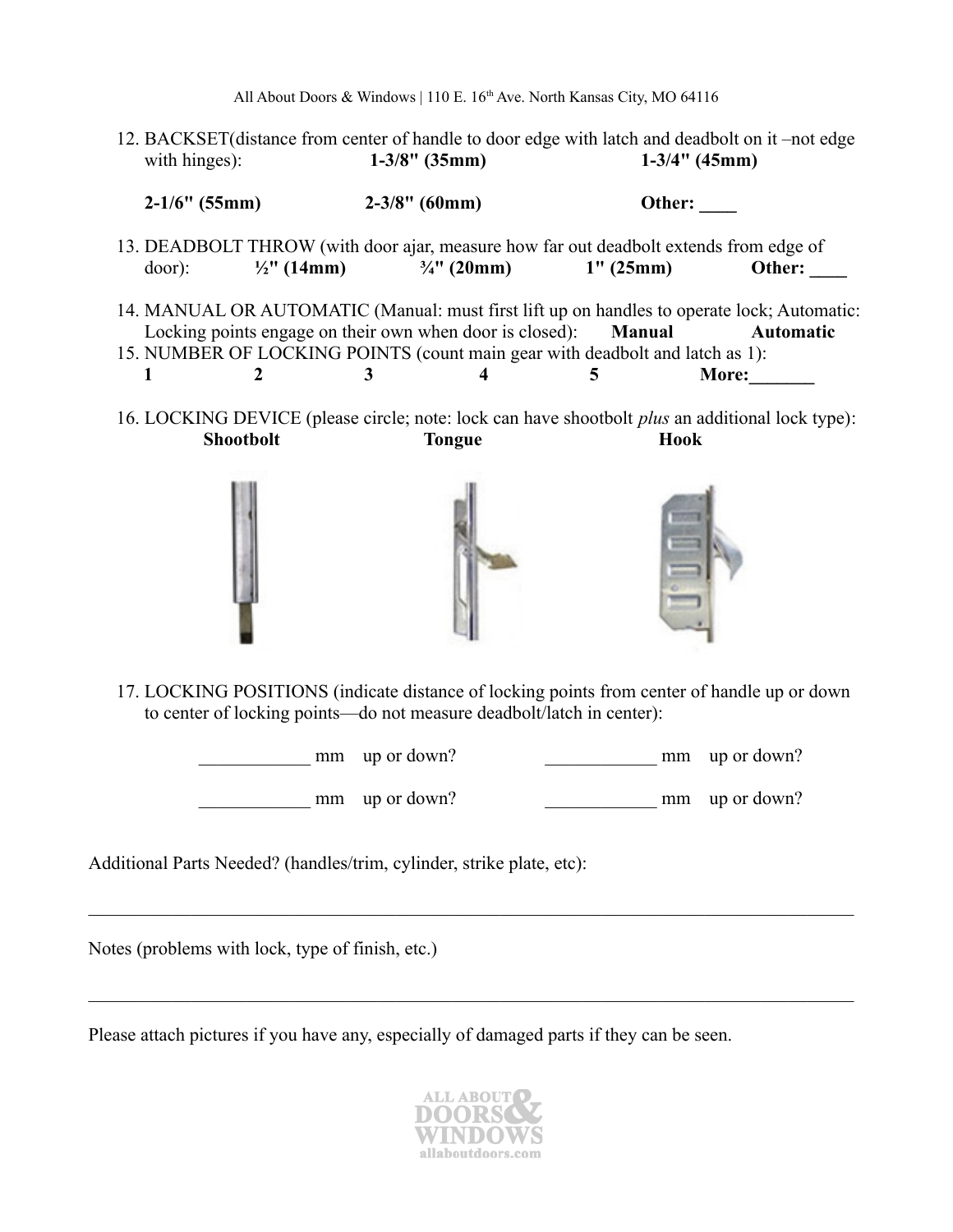12. BACKSET(distance from center of handle to door edge with latch and deadbolt on it –not edge with hinges): **1-3/8" (35mm)** **1-3/4" (45mm)**

    **2-1/6" (55mm)** **2-3/8" (60mm)** **Other: ____**

13. DEADBOLT THROW (with door ajar, measure how far out deadbolt extends from edge of door): **½" (14mm)** **¾" (20mm)** **1" (25mm)** **Other: ____**

14. MANUAL OR AUTOMATIC (Manual: must first lift up on handles to operate lock; Automatic: Locking points engage on their own when door is closed): **Manual** **Automatic**

15. NUMBER OF LOCKING POINTS (count main gear with deadbolt and latch as 1):
    **1** **2** **3** **4** **5** **More:_______**

16. LOCKING DEVICE (please circle; note: lock can have shootbolt *plus* an additional lock type):
    **Shootbolt** **Tongue** **Hook**

17. LOCKING POSITIONS (indicate distance of locking points from center of handle up or down to center of locking points—do not measure deadbolt/latch in center):

    ____________ mm up or down? ____________ mm up or down?

    ____________ mm up or down? ____________ mm up or down?

Additional Parts Needed? (handles/trim, cylinder, strike plate, etc):

___________________________________________________________________________

Notes (problems with lock, type of finish, etc.)

___________________________________________________________________________

Please attach pictures if you have any, especially of damaged parts if they can be seen.

ALL ABOUT DOORS & WINDOWS
allaboutdoors.com